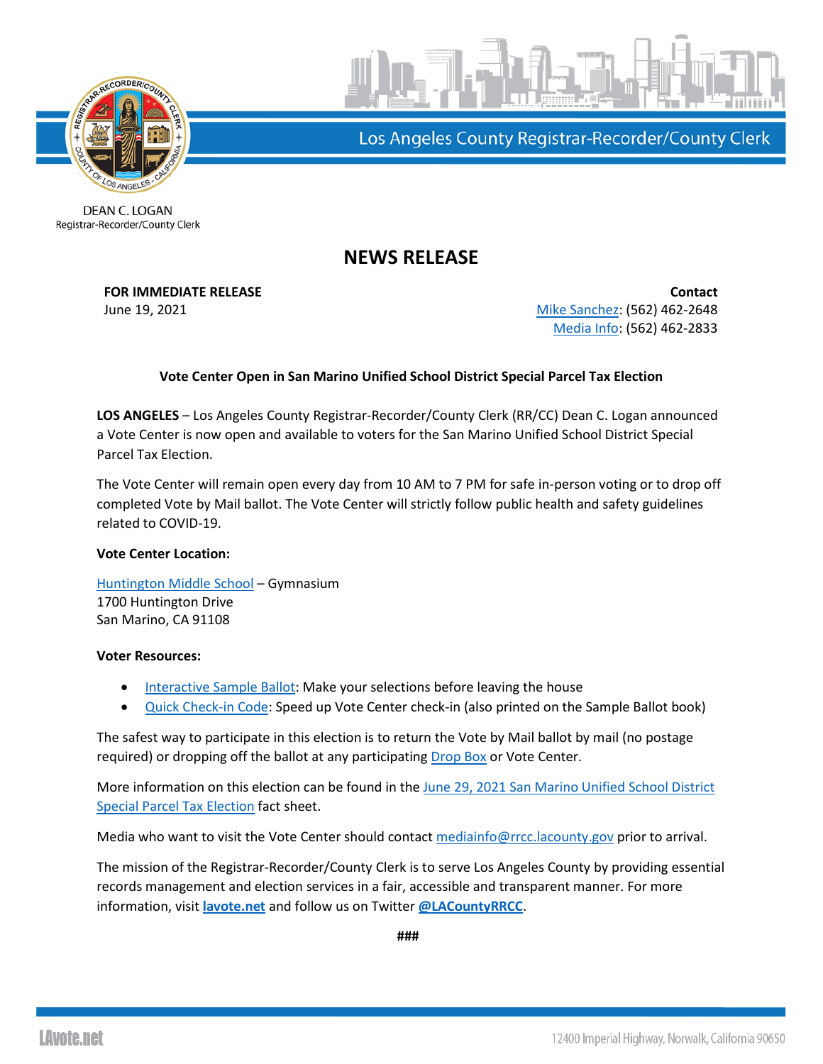Los Angeles County Registrar-Recorder/County Clerk

DEAN C. LOGAN
Registrar-Recorder/County Clerk

# NEWS RELEASE

**FOR IMMEDIATE RELEASE**
June 19, 2021

**Contact**
Mike Sanchez: (562) 462-2648
Media Info: (562) 462-2833

**Vote Center Open in San Marino Unified School District Special Parcel Tax Election**

**LOS ANGELES** – Los Angeles County Registrar-Recorder/County Clerk (RR/CC) Dean C. Logan announced a Vote Center is now open and available to voters for the San Marino Unified School District Special Parcel Tax Election.

The Vote Center will remain open every day from 10 AM to 7 PM for safe in-person voting or to drop off completed Vote by Mail ballot. The Vote Center will strictly follow public health and safety guidelines related to COVID-19.

**Vote Center Location:**

Huntington Middle School – Gymnasium
1700 Huntington Drive
San Marino, CA 91108

**Voter Resources:**

- Interactive Sample Ballot: Make your selections before leaving the house
- Quick Check-in Code: Speed up Vote Center check-in (also printed on the Sample Ballot book)

The safest way to participate in this election is to return the Vote by Mail ballot by mail (no postage required) or dropping off the ballot at any participating Drop Box or Vote Center.

More information on this election can be found in the June 29, 2021 San Marino Unified School District Special Parcel Tax Election fact sheet.

Media who want to visit the Vote Center should contact mediainfo@rrcc.lacounty.gov prior to arrival.

The mission of the Registrar-Recorder/County Clerk is to serve Los Angeles County by providing essential records management and election services in a fair, accessible and transparent manner. For more information, visit **lavote.net** and follow us on Twitter **@LACountyRRCC**.

###

LAvote.net

12400 Imperial Highway, Norwalk, California 90650